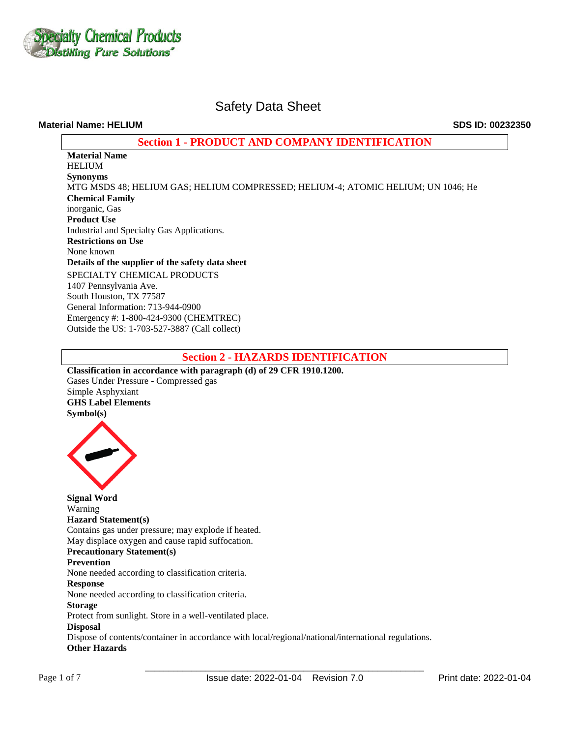# Safety Data Sheet

**Material Name: HELIUM** **SDS ID: 00232350**

## Section 1 - PRODUCT AND COMPANY IDENTIFICATION

**Material Name**
HELIUM

**Synonyms**
MTG MSDS 48; HELIUM GAS; HELIUM COMPRESSED; HELIUM-4; ATOMIC HELIUM; UN 1046; He

**Chemical Family**
inorganic, Gas

**Product Use**
Industrial and Specialty Gas Applications.

**Restrictions on Use**
None known

**Details of the supplier of the safety data sheet**
SPECIALTY CHEMICAL PRODUCTS
1407 Pennsylvania Ave.
South Houston, TX 77587
General Information: 713-944-0900
Emergency #: 1-800-424-9300 (CHEMTREC)
Outside the US: 1-703-527-3887 (Call collect)

## Section 2 - HAZARDS IDENTIFICATION

**Classification in accordance with paragraph (d) of 29 CFR 1910.1200.**
Gases Under Pressure - Compressed gas
Simple Asphyxiant

**GHS Label Elements**

**Symbol(s)**

**Signal Word**
Warning

**Hazard Statement(s)**
Contains gas under pressure; may explode if heated.
May displace oxygen and cause rapid suffocation.

**Precautionary Statement(s)**

**Prevention**
None needed according to classification criteria.

**Response**
None needed according to classification criteria.

**Storage**
Protect from sunlight. Store in a well-ventilated place.

**Disposal**
Dispose of contents/container in accordance with local/regional/national/international regulations.

**Other Hazards**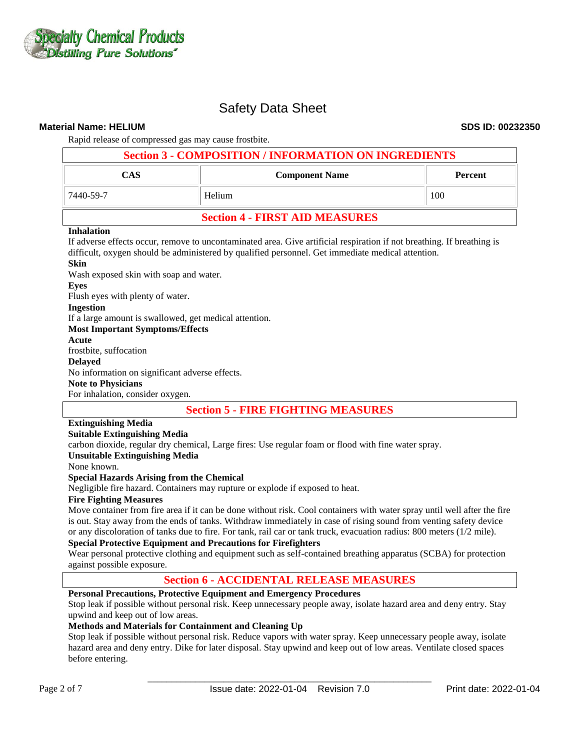Rapid release of compressed gas may cause frostbite.

## Section 3 - COMPOSITION / INFORMATION ON INGREDIENTS

| CAS | Component Name | Percent |
|---|---|---|
| 7440-59-7 | Helium | 100 |

## Section 4 - FIRST AID MEASURES

**Inhalation**

If adverse effects occur, remove to uncontaminated area. Give artificial respiration if not breathing. If breathing is difficult, oxygen should be administered by qualified personnel. Get immediate medical attention.

**Skin**

Wash exposed skin with soap and water.

**Eyes**

Flush eyes with plenty of water.

**Ingestion**

If a large amount is swallowed, get medical attention.

**Most Important Symptoms/Effects**

**Acute**

frostbite, suffocation

**Delayed**

No information on significant adverse effects.

**Note to Physicians**

For inhalation, consider oxygen.

## Section 5 - FIRE FIGHTING MEASURES

**Extinguishing Media**

**Suitable Extinguishing Media**

carbon dioxide, regular dry chemical, Large fires: Use regular foam or flood with fine water spray.

**Unsuitable Extinguishing Media**

None known.

**Special Hazards Arising from the Chemical**

Negligible fire hazard. Containers may rupture or explode if exposed to heat.

**Fire Fighting Measures**

Move container from fire area if it can be done without risk. Cool containers with water spray until well after the fire is out. Stay away from the ends of tanks. Withdraw immediately in case of rising sound from venting safety device or any discoloration of tanks due to fire. For tank, rail car or tank truck, evacuation radius: 800 meters (1/2 mile).

**Special Protective Equipment and Precautions for Firefighters**

Wear personal protective clothing and equipment such as self-contained breathing apparatus (SCBA) for protection against possible exposure.

## Section 6 - ACCIDENTAL RELEASE MEASURES

**Personal Precautions, Protective Equipment and Emergency Procedures**

Stop leak if possible without personal risk. Keep unnecessary people away, isolate hazard area and deny entry. Stay upwind and keep out of low areas.

**Methods and Materials for Containment and Cleaning Up**

Stop leak if possible without personal risk. Reduce vapors with water spray. Keep unnecessary people away, isolate hazard area and deny entry. Dike for later disposal. Stay upwind and keep out of low areas. Ventilate closed spaces before entering.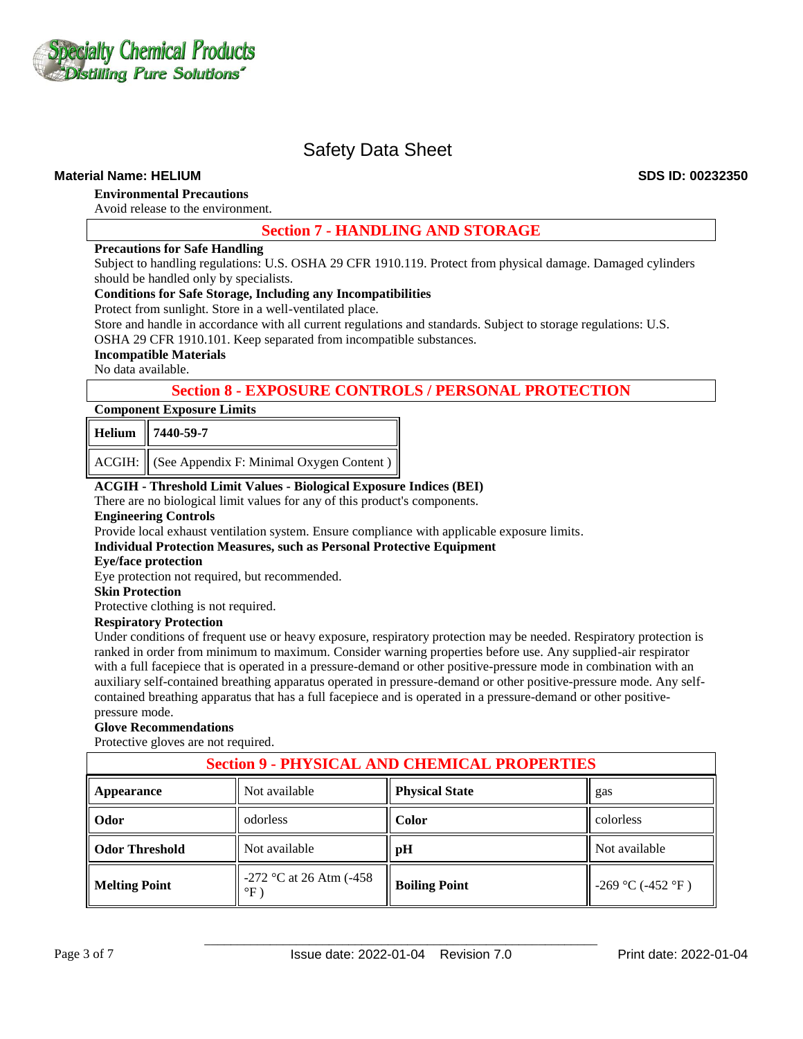**Environmental Precautions**

Avoid release to the environment.

## Section 7 - HANDLING AND STORAGE

**Precautions for Safe Handling**

Subject to handling regulations: U.S. OSHA 29 CFR 1910.119. Protect from physical damage. Damaged cylinders should be handled only by specialists.

**Conditions for Safe Storage, Including any Incompatibilities**

Protect from sunlight. Store in a well-ventilated place.

Store and handle in accordance with all current regulations and standards. Subject to storage regulations: U.S. OSHA 29 CFR 1910.101. Keep separated from incompatible substances.

**Incompatible Materials**

No data available.

## Section 8 - EXPOSURE CONTROLS / PERSONAL PROTECTION

**Component Exposure Limits**

| **Helium** | **7440-59-7** |
|---|---|
| ACGIH: | (See Appendix F: Minimal Oxygen Content ) |

**ACGIH - Threshold Limit Values - Biological Exposure Indices (BEI)**

There are no biological limit values for any of this product's components.

**Engineering Controls**

Provide local exhaust ventilation system. Ensure compliance with applicable exposure limits.

**Individual Protection Measures, such as Personal Protective Equipment**

**Eye/face protection**

Eye protection not required, but recommended.

**Skin Protection**

Protective clothing is not required.

**Respiratory Protection**

Under conditions of frequent use or heavy exposure, respiratory protection may be needed. Respiratory protection is ranked in order from minimum to maximum. Consider warning properties before use. Any supplied-air respirator with a full facepiece that is operated in a pressure-demand or other positive-pressure mode in combination with an auxiliary self-contained breathing apparatus operated in pressure-demand or other positive-pressure mode. Any self-contained breathing apparatus that has a full facepiece and is operated in a pressure-demand or other positive-pressure mode.

**Glove Recommendations**

Protective gloves are not required.

## Section 9 - PHYSICAL AND CHEMICAL PROPERTIES

| **Appearance** | Not available | **Physical State** | gas |
|---|---|---|---|
| **Odor** | odorless | **Color** | colorless |
| **Odor Threshold** | Not available | **pH** | Not available |
| **Melting Point** | -272 °C at 26 Atm (-458 °F ) | **Boiling Point** | -269 °C (-452 °F ) |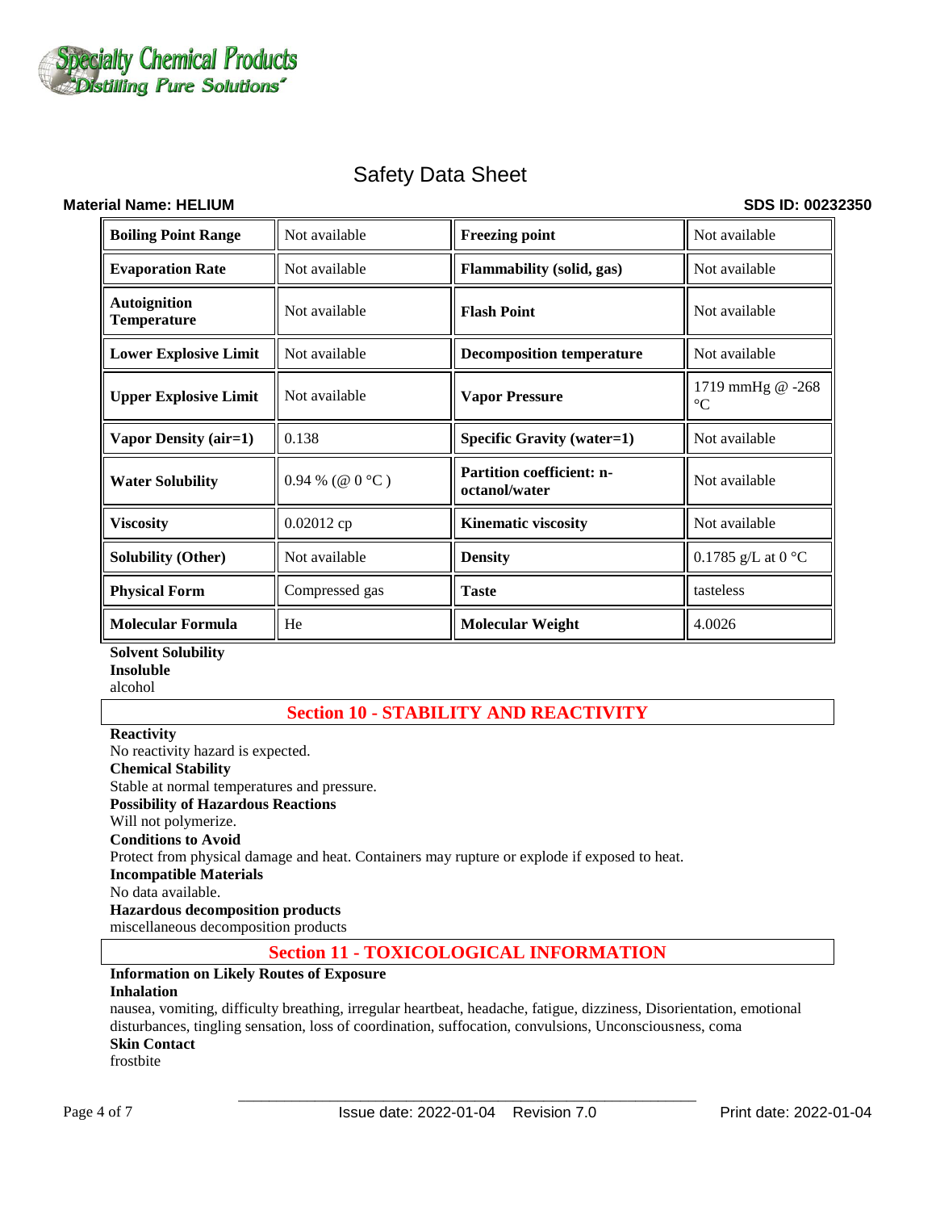| Boiling Point Range | Not available | Freezing point | Not available |
|---|---|---|---|
| Evaporation Rate | Not available | Flammability (solid, gas) | Not available |
| Autoignition Temperature | Not available | Flash Point | Not available |
| Lower Explosive Limit | Not available | Decomposition temperature | Not available |
| Upper Explosive Limit | Not available | Vapor Pressure | 1719 mmHg @ -268 °C |
| Vapor Density (air=1) | 0.138 | Specific Gravity (water=1) | Not available |
| Water Solubility | 0.94 % (@ 0 °C ) | Partition coefficient: n-octanol/water | Not available |
| Viscosity | 0.02012 cp | Kinematic viscosity | Not available |
| Solubility (Other) | Not available | Density | 0.1785 g/L at 0 °C |
| Physical Form | Compressed gas | Taste | tasteless |
| Molecular Formula | He | Molecular Weight | 4.0026 |

**Solvent Solubility**

**Insoluble**

alcohol

## Section 10 - STABILITY AND REACTIVITY

**Reactivity**

No reactivity hazard is expected.

**Chemical Stability**

Stable at normal temperatures and pressure.

**Possibility of Hazardous Reactions**

Will not polymerize.

**Conditions to Avoid**

Protect from physical damage and heat. Containers may rupture or explode if exposed to heat.

**Incompatible Materials**

No data available.

**Hazardous decomposition products**

miscellaneous decomposition products

## Section 11 - TOXICOLOGICAL INFORMATION

**Information on Likely Routes of Exposure**

**Inhalation**

nausea, vomiting, difficulty breathing, irregular heartbeat, headache, fatigue, dizziness, Disorientation, emotional disturbances, tingling sensation, loss of coordination, suffocation, convulsions, Unconsciousness, coma

**Skin Contact**

frostbite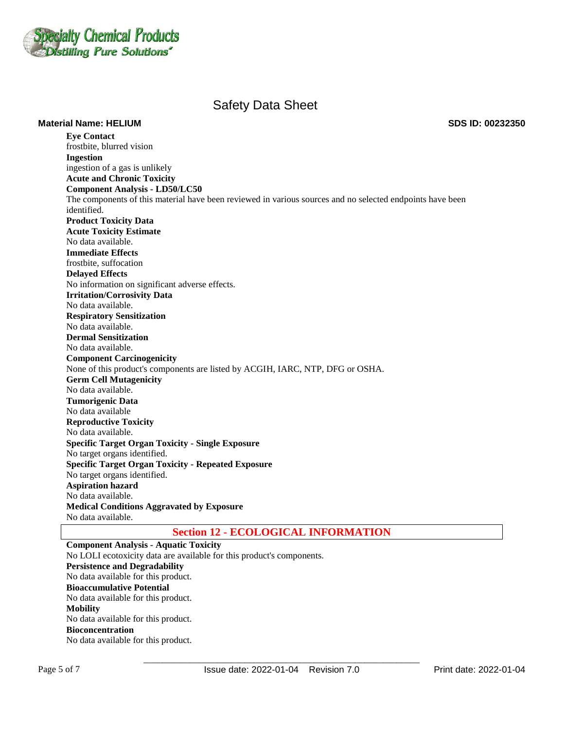**Eye Contact**

frostbite, blurred vision

**Ingestion**

ingestion of a gas is unlikely

**Acute and Chronic Toxicity**

**Component Analysis - LD50/LC50**

The components of this material have been reviewed in various sources and no selected endpoints have been identified.

**Product Toxicity Data**

**Acute Toxicity Estimate**

No data available.

**Immediate Effects**

frostbite, suffocation

**Delayed Effects**

No information on significant adverse effects.

**Irritation/Corrosivity Data**

No data available.

**Respiratory Sensitization**

No data available.

**Dermal Sensitization**

No data available.

**Component Carcinogenicity**

None of this product's components are listed by ACGIH, IARC, NTP, DFG or OSHA.

**Germ Cell Mutagenicity**

No data available.

**Tumorigenic Data**

No data available

**Reproductive Toxicity**

No data available.

**Specific Target Organ Toxicity - Single Exposure**

No target organs identified.

**Specific Target Organ Toxicity - Repeated Exposure**

No target organs identified.

**Aspiration hazard**

No data available.

**Medical Conditions Aggravated by Exposure**

No data available.

## Section 12 - ECOLOGICAL INFORMATION

**Component Analysis - Aquatic Toxicity**

No LOLI ecotoxicity data are available for this product's components.

**Persistence and Degradability**

No data available for this product.

**Bioaccumulative Potential**

No data available for this product.

**Mobility**

No data available for this product.

**Bioconcentration**

No data available for this product.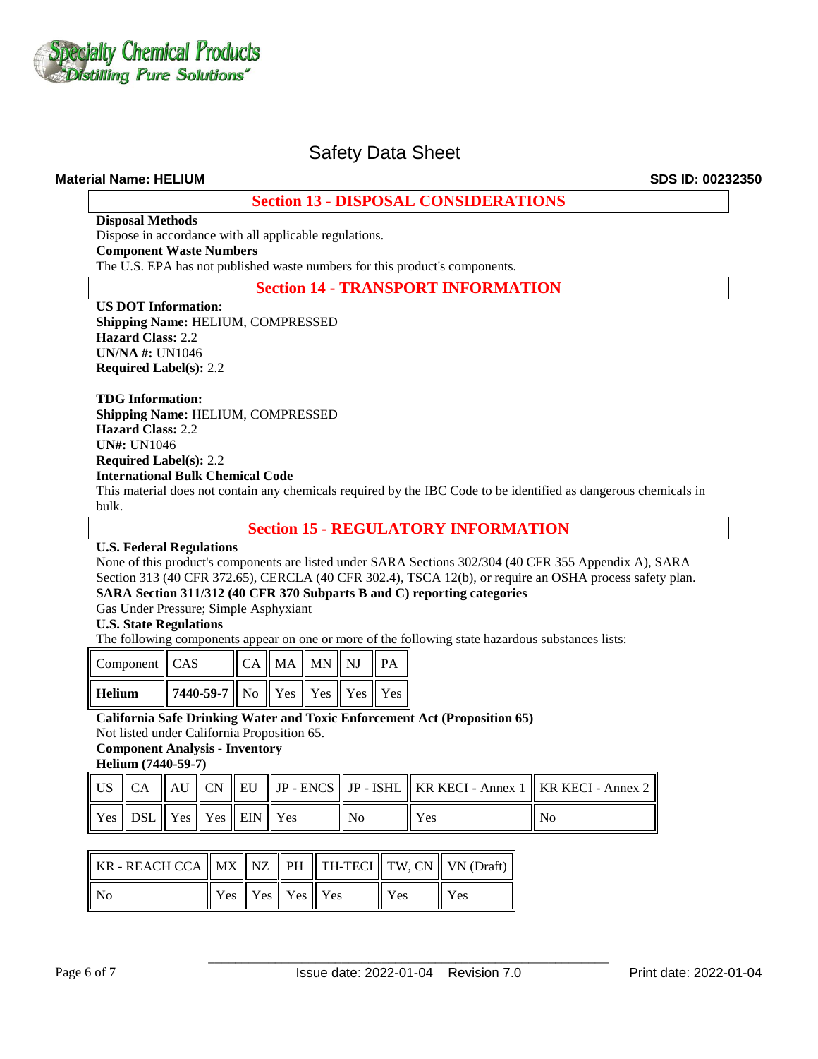Safety Data Sheet

**Material Name: HELIUM** **SDS ID: 00232350**

## Section 13 - DISPOSAL CONSIDERATIONS

**Disposal Methods**

Dispose in accordance with all applicable regulations.

**Component Waste Numbers**

The U.S. EPA has not published waste numbers for this product's components.

## Section 14 - TRANSPORT INFORMATION

**US DOT Information:**

**Shipping Name:** HELIUM, COMPRESSED

**Hazard Class:** 2.2

**UN/NA #:** UN1046

**Required Label(s):** 2.2

**TDG Information:**

**Shipping Name:** HELIUM, COMPRESSED

**Hazard Class:** 2.2

**UN#:** UN1046

**Required Label(s):** 2.2

**International Bulk Chemical Code**

This material does not contain any chemicals required by the IBC Code to be identified as dangerous chemicals in bulk.

## Section 15 - REGULATORY INFORMATION

**U.S. Federal Regulations**

None of this product's components are listed under SARA Sections 302/304 (40 CFR 355 Appendix A), SARA Section 313 (40 CFR 372.65), CERCLA (40 CFR 302.4), TSCA 12(b), or require an OSHA process safety plan.

**SARA Section 311/312 (40 CFR 370 Subparts B and C) reporting categories**

Gas Under Pressure; Simple Asphyxiant

**U.S. State Regulations**

The following components appear on one or more of the following state hazardous substances lists:

| Component | CAS | CA | MA | MN | NJ | PA |
|---|---|---|---|---|---|---|
| **Helium** | **7440-59-7** | No | Yes | Yes | Yes | Yes |

**California Safe Drinking Water and Toxic Enforcement Act (Proposition 65)**

Not listed under California Proposition 65.

**Component Analysis - Inventory**

**Helium (7440-59-7)**

| US | CA | AU | CN | EU | JP - ENCS | JP - ISHL | KR KECI - Annex 1 | KR KECI - Annex 2 |
|---|---|---|---|---|---|---|---|---|
| Yes | DSL | Yes | Yes | EIN | Yes | No | Yes | No |

| KR - REACH CCA | MX | NZ | PH | TH-TECI | TW, CN | VN (Draft) |
|---|---|---|---|---|---|---|
| No | Yes | Yes | Yes | Yes | Yes | Yes |

Issue date: 2022-01-04 Revision 7.0 Print date: 2022-01-04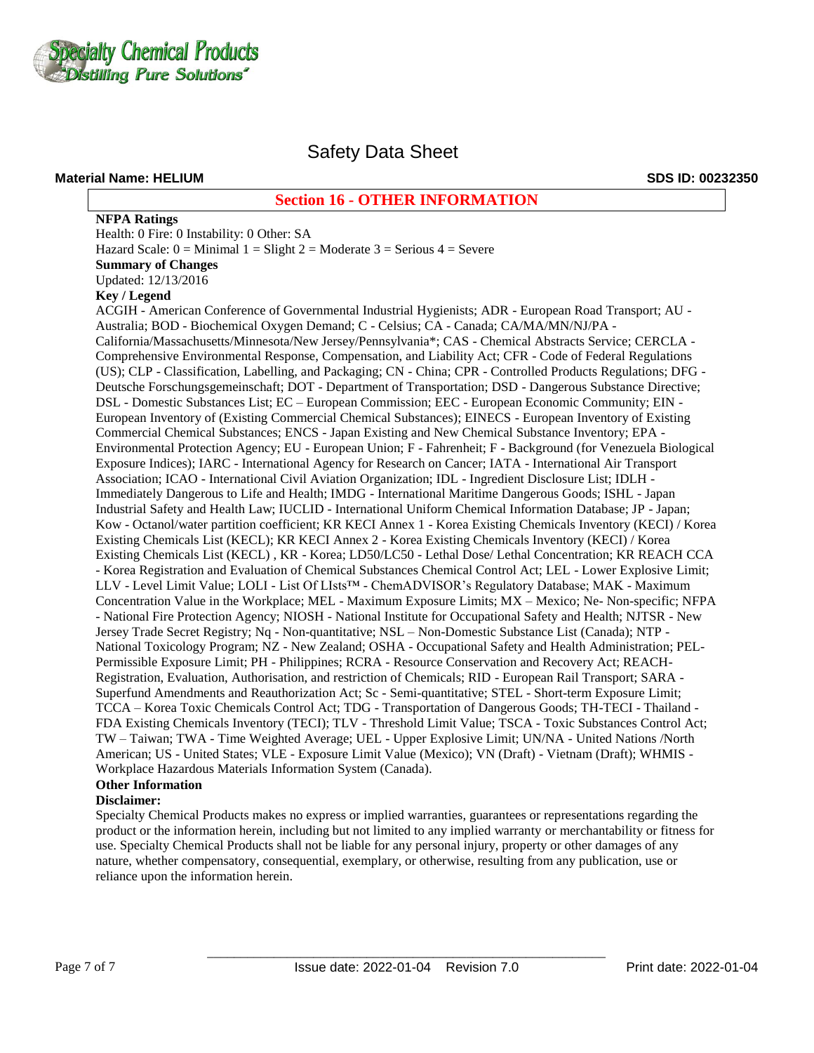# Safety Data Sheet

**Material Name: HELIUM** **SDS ID: 00232350**

## Section 16 - OTHER INFORMATION

**NFPA Ratings**

Health: 0 Fire: 0 Instability: 0 Other: SA

Hazard Scale: 0 = Minimal 1 = Slight 2 = Moderate 3 = Serious 4 = Severe

**Summary of Changes**

Updated: 12/13/2016

**Key / Legend**

ACGIH - American Conference of Governmental Industrial Hygienists; ADR - European Road Transport; AU - Australia; BOD - Biochemical Oxygen Demand; C - Celsius; CA - Canada; CA/MA/MN/NJ/PA - California/Massachusetts/Minnesota/New Jersey/Pennsylvania*; CAS - Chemical Abstracts Service; CERCLA - Comprehensive Environmental Response, Compensation, and Liability Act; CFR - Code of Federal Regulations (US); CLP - Classification, Labelling, and Packaging; CN - China; CPR - Controlled Products Regulations; DFG - Deutsche Forschungsgemeinschaft; DOT - Department of Transportation; DSD - Dangerous Substance Directive; DSL - Domestic Substances List; EC – European Commission; EEC - European Economic Community; EIN - European Inventory of (Existing Commercial Chemical Substances); EINECS - European Inventory of Existing Commercial Chemical Substances; ENCS - Japan Existing and New Chemical Substance Inventory; EPA - Environmental Protection Agency; EU - European Union; F - Fahrenheit; F - Background (for Venezuela Biological Exposure Indices); IARC - International Agency for Research on Cancer; IATA - International Air Transport Association; ICAO - International Civil Aviation Organization; IDL - Ingredient Disclosure List; IDLH - Immediately Dangerous to Life and Health; IMDG - International Maritime Dangerous Goods; ISHL - Japan Industrial Safety and Health Law; IUCLID - International Uniform Chemical Information Database; JP - Japan; Kow - Octanol/water partition coefficient; KR KECI Annex 1 - Korea Existing Chemicals Inventory (KECI) / Korea Existing Chemicals List (KECL); KR KECI Annex 2 - Korea Existing Chemicals Inventory (KECI) / Korea Existing Chemicals List (KECL) , KR - Korea; LD50/LC50 - Lethal Dose/ Lethal Concentration; KR REACH CCA - Korea Registration and Evaluation of Chemical Substances Chemical Control Act; LEL - Lower Explosive Limit; LLV - Level Limit Value; LOLI - List Of LIsts™ - ChemADVISOR's Regulatory Database; MAK - Maximum Concentration Value in the Workplace; MEL - Maximum Exposure Limits; MX – Mexico; Ne- Non-specific; NFPA - National Fire Protection Agency; NIOSH - National Institute for Occupational Safety and Health; NJTSR - New Jersey Trade Secret Registry; Nq - Non-quantitative; NSL – Non-Domestic Substance List (Canada); NTP - National Toxicology Program; NZ - New Zealand; OSHA - Occupational Safety and Health Administration; PEL-Permissible Exposure Limit; PH - Philippines; RCRA - Resource Conservation and Recovery Act; REACH-Registration, Evaluation, Authorisation, and restriction of Chemicals; RID - European Rail Transport; SARA - Superfund Amendments and Reauthorization Act; Sc - Semi-quantitative; STEL - Short-term Exposure Limit; TCCA – Korea Toxic Chemicals Control Act; TDG - Transportation of Dangerous Goods; TH-TECI - Thailand - FDA Existing Chemicals Inventory (TECI); TLV - Threshold Limit Value; TSCA - Toxic Substances Control Act; TW – Taiwan; TWA - Time Weighted Average; UEL - Upper Explosive Limit; UN/NA - United Nations /North American; US - United States; VLE - Exposure Limit Value (Mexico); VN (Draft) - Vietnam (Draft); WHMIS - Workplace Hazardous Materials Information System (Canada).

**Other Information**

**Disclaimer:**

Specialty Chemical Products makes no express or implied warranties, guarantees or representations regarding the product or the information herein, including but not limited to any implied warranty or merchantability or fitness for use. Specialty Chemical Products shall not be liable for any personal injury, property or other damages of any nature, whether compensatory, consequential, exemplary, or otherwise, resulting from any publication, use or reliance upon the information herein.

Issue date: 2022-01-04 Revision 7.0 Print date: 2022-01-04